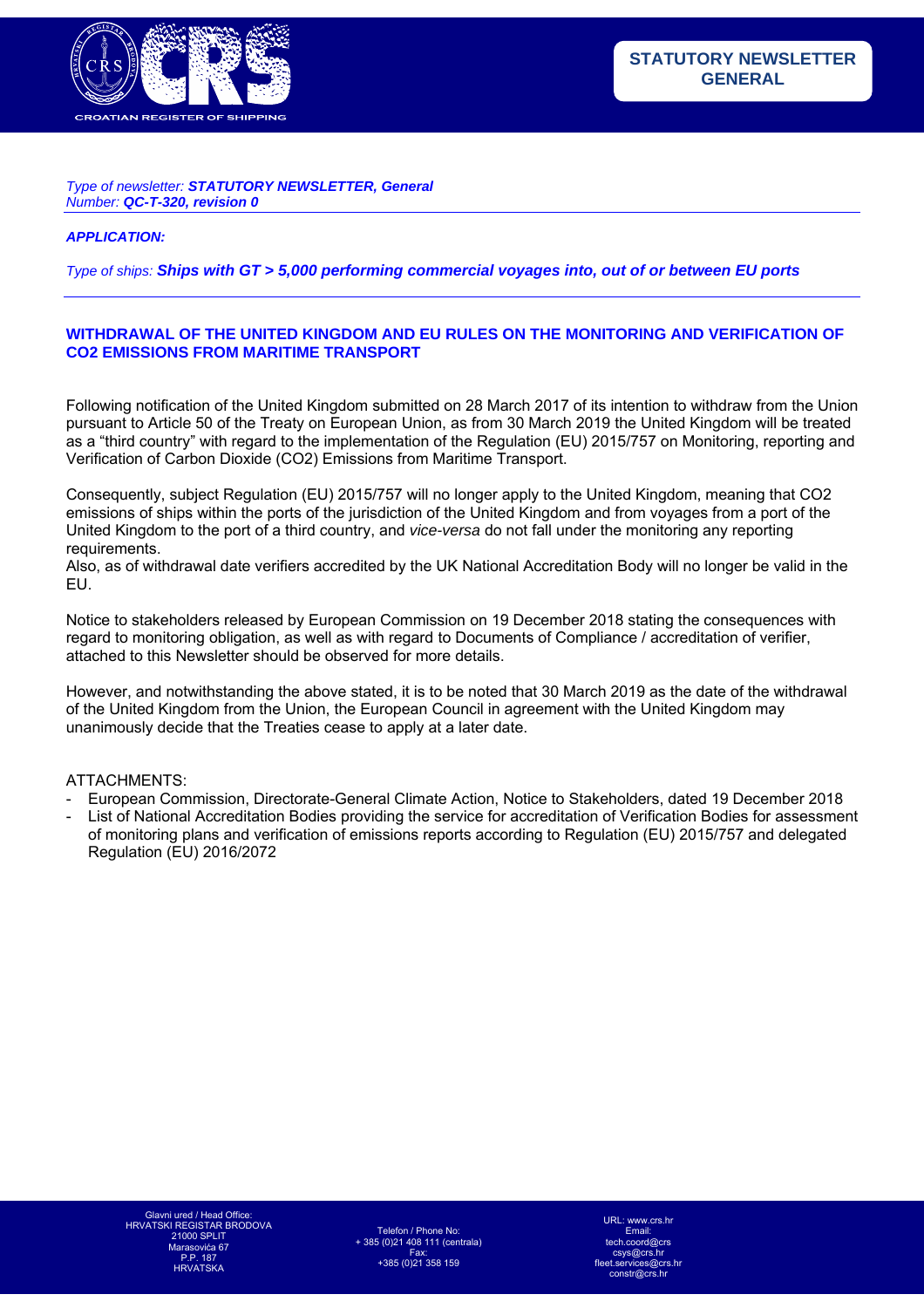STATUTORY NEWSLETTER GENERAL

*Type of newsletter:* ***STATUTORY NEWSLETTER, General***
*Number:* ***QC-T-320, revision 0***

***APPLICATION:***

*Type of ships:* ***Ships with GT > 5,000 performing commercial voyages into, out of or between EU ports***

## WITHDRAWAL OF THE UNITED KINGDOM AND EU RULES ON THE MONITORING AND VERIFICATION OF CO2 EMISSIONS FROM MARITIME TRANSPORT

Following notification of the United Kingdom submitted on 28 March 2017 of its intention to withdraw from the Union pursuant to Article 50 of the Treaty on European Union, as from 30 March 2019 the United Kingdom will be treated as a “third country” with regard to the implementation of the Regulation (EU) 2015/757 on Monitoring, reporting and Verification of Carbon Dioxide ($CO_2$) Emissions from Maritime Transport.

Consequently, subject Regulation (EU) 2015/757 will no longer apply to the United Kingdom, meaning that $CO_2$ emissions of ships within the ports of the jurisdiction of the United Kingdom and from voyages from a port of the United Kingdom to the port of a third country, and *vice-versa* do not fall under the monitoring any reporting requirements.
Also, as of withdrawal date verifiers accredited by the UK National Accreditation Body will no longer be valid in the EU.

Notice to stakeholders released by European Commission on 19 December 2018 stating the consequences with regard to monitoring obligation, as well as with regard to Documents of Compliance / accreditation of verifier, attached to this Newsletter should be observed for more details.

However, and notwithstanding the above stated, it is to be noted that 30 March 2019 as the date of the withdrawal of the United Kingdom from the Union, the European Council in agreement with the United Kingdom may unanimously decide that the Treaties cease to apply at a later date.

ATTACHMENTS:

- European Commission, Directorate-General Climate Action, Notice to Stakeholders, dated 19 December 2018
- List of National Accreditation Bodies providing the service for accreditation of Verification Bodies for assessment of monitoring plans and verification of emissions reports according to Regulation (EU) 2015/757 and delegated Regulation (EU) 2016/2072

Glavni ured / Head Office:
HRVATSKI REGISTAR BRODOVA
21000 SPLIT
Marasovića 67
P.P. 187
HRVATSKA

Telefon / Phone No:
+ 385 (0)21 408 111 (centrala)
Fax:
+385 (0)21 358 159

URL: www.crs.hr
Email:
tech.coord@crs
csys@crs.hr
fleet.services@crs.hr
constr@crs.hr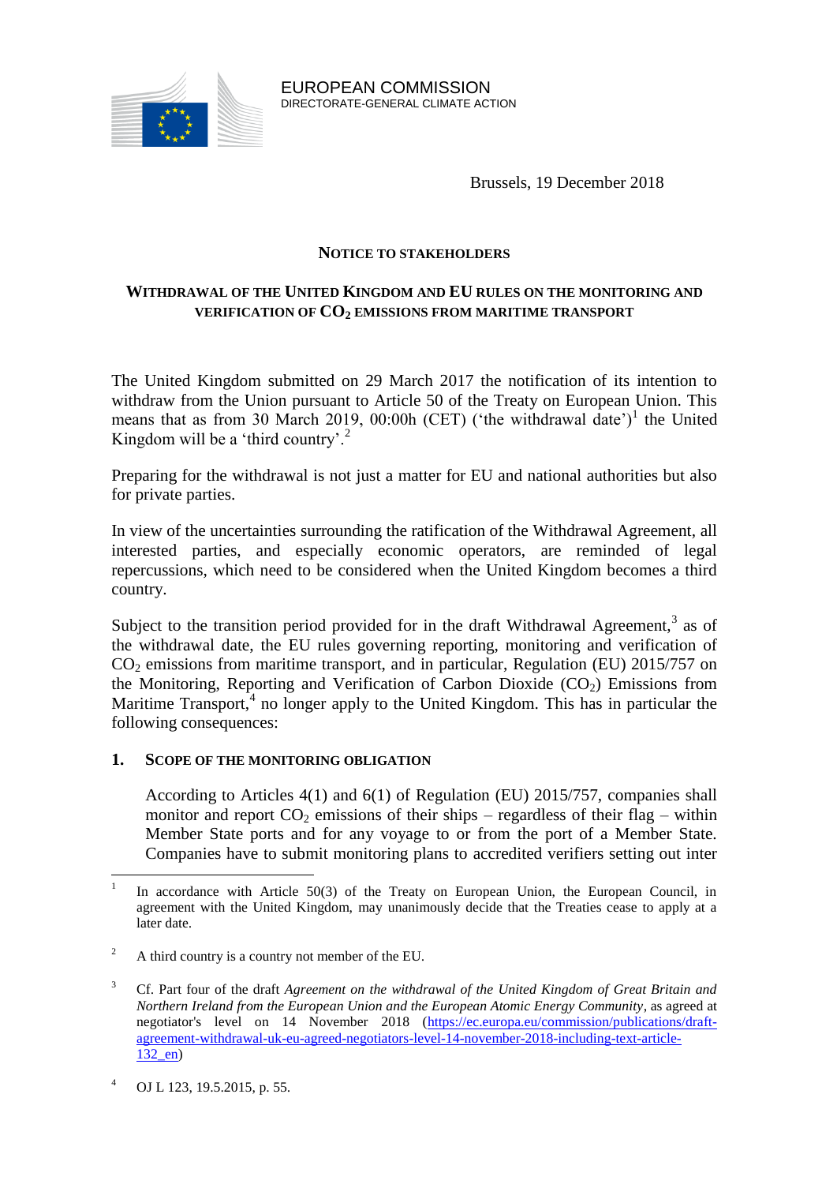EUROPEAN COMMISSION
DIRECTORATE-GENERAL CLIMATE ACTION

Brussels, 19 December 2018

## NOTICE TO STAKEHOLDERS

## WITHDRAWAL OF THE UNITED KINGDOM AND EU RULES ON THE MONITORING AND VERIFICATION OF $CO_2$ EMISSIONS FROM MARITIME TRANSPORT

The United Kingdom submitted on 29 March 2017 the notification of its intention to withdraw from the Union pursuant to Article 50 of the Treaty on European Union. This means that as from 30 March 2019, 00:00h (CET) ('the withdrawal date')[1] the United Kingdom will be a 'third country'.[2]

Preparing for the withdrawal is not just a matter for EU and national authorities but also for private parties.

In view of the uncertainties surrounding the ratification of the Withdrawal Agreement, all interested parties, and especially economic operators, are reminded of legal repercussions, which need to be considered when the United Kingdom becomes a third country.

Subject to the transition period provided for in the draft Withdrawal Agreement,[3] as of the withdrawal date, the EU rules governing reporting, monitoring and verification of $CO_2$ emissions from maritime transport, and in particular, Regulation (EU) 2015/757 on the Monitoring, Reporting and Verification of Carbon Dioxide ($CO_2$) Emissions from Maritime Transport,[4] no longer apply to the United Kingdom. This has in particular the following consequences:

### 1. SCOPE OF THE MONITORING OBLIGATION

According to Articles 4(1) and 6(1) of Regulation (EU) 2015/757, companies shall monitor and report $CO_2$ emissions of their ships – regardless of their flag – within Member State ports and for any voyage to or from the port of a Member State. Companies have to submit monitoring plans to accredited verifiers setting out inter

---

[1] In accordance with Article 50(3) of the Treaty on European Union, the European Council, in agreement with the United Kingdom, may unanimously decide that the Treaties cease to apply at a later date.

[2] A third country is a country not member of the EU.

[3] Cf. Part four of the draft *Agreement on the withdrawal of the United Kingdom of Great Britain and Northern Ireland from the European Union and the European Atomic Energy Community*, as agreed at negotiator's level on 14 November 2018 (https://ec.europa.eu/commission/publications/draft-agreement-withdrawal-uk-eu-agreed-negotiators-level-14-november-2018-including-text-article-132_en)

[4] OJ L 123, 19.5.2015, p. 55.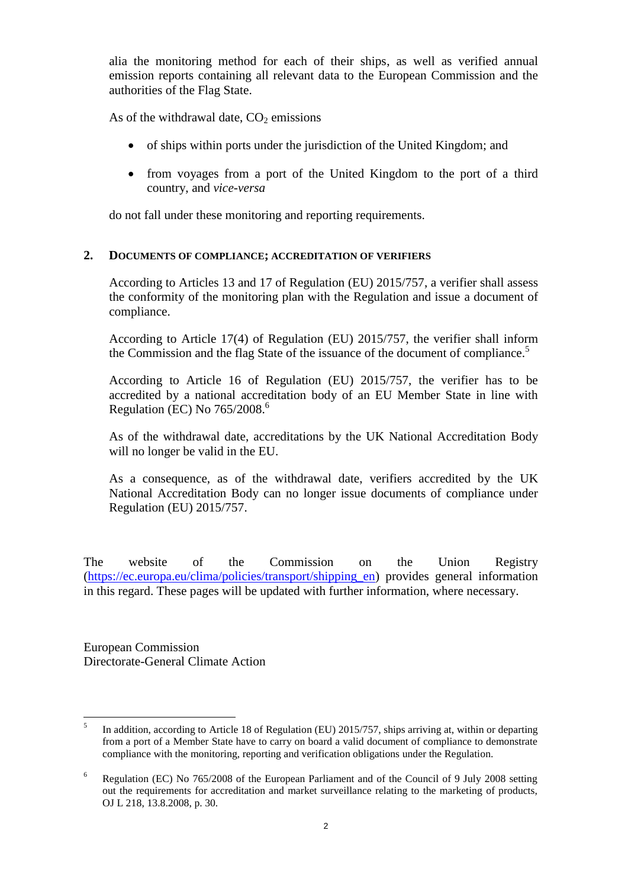alia the monitoring method for each of their ships, as well as verified annual emission reports containing all relevant data to the European Commission and the authorities of the Flag State.

As of the withdrawal date, $CO_2$ emissions

- of ships within ports under the jurisdiction of the United Kingdom; and
- from voyages from a port of the United Kingdom to the port of a third country, and *vice-versa*

do not fall under these monitoring and reporting requirements.

## 2. DOCUMENTS OF COMPLIANCE; ACCREDITATION OF VERIFIERS

According to Articles 13 and 17 of Regulation (EU) 2015/757, a verifier shall assess the conformity of the monitoring plan with the Regulation and issue a document of compliance.

According to Article 17(4) of Regulation (EU) 2015/757, the verifier shall inform the Commission and the flag State of the issuance of the document of compliance.[5]

According to Article 16 of Regulation (EU) 2015/757, the verifier has to be accredited by a national accreditation body of an EU Member State in line with Regulation (EC) No 765/2008.[6]

As of the withdrawal date, accreditations by the UK National Accreditation Body will no longer be valid in the EU.

As a consequence, as of the withdrawal date, verifiers accredited by the UK National Accreditation Body can no longer issue documents of compliance under Regulation (EU) 2015/757.

The website of the Commission on the Union Registry (https://ec.europa.eu/clima/policies/transport/shipping_en) provides general information in this regard. These pages will be updated with further information, where necessary.

European Commission
Directorate-General Climate Action

---

[5] In addition, according to Article 18 of Regulation (EU) 2015/757, ships arriving at, within or departing from a port of a Member State have to carry on board a valid document of compliance to demonstrate compliance with the monitoring, reporting and verification obligations under the Regulation.

[6] Regulation (EC) No 765/2008 of the European Parliament and of the Council of 9 July 2008 setting out the requirements for accreditation and market surveillance relating to the marketing of products, OJ L 218, 13.8.2008, p. 30.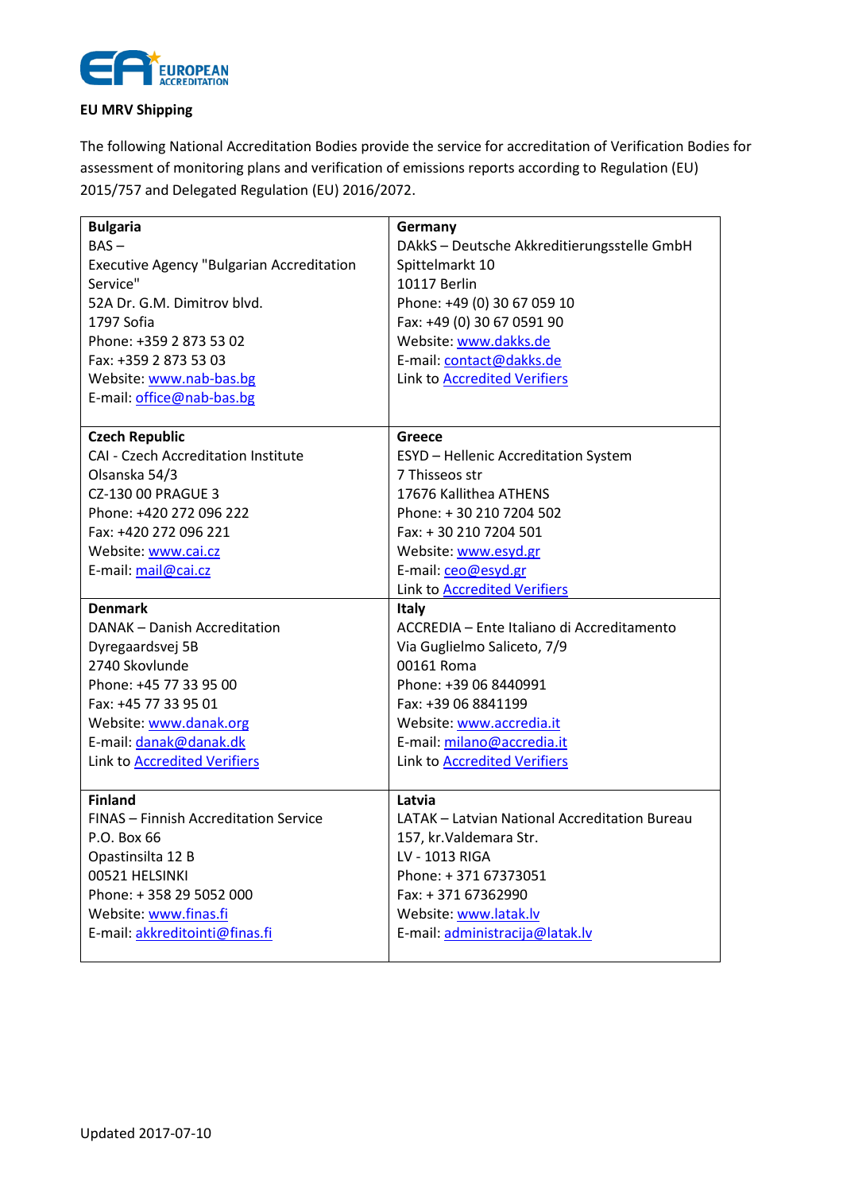**EU MRV Shipping**

The following National Accreditation Bodies provide the service for accreditation of Verification Bodies for assessment of monitoring plans and verification of emissions reports according to Regulation (EU) 2015/757 and Delegated Regulation (EU) 2016/2072.

| | |
|---|---|
| **Bulgaria**<br>BAS –<br>Executive Agency "Bulgarian Accreditation Service"<br>52A Dr. G.M. Dimitrov blvd.<br>1797 Sofia<br>Phone: +359 2 873 53 02<br>Fax: +359 2 873 53 03<br>Website: www.nab-bas.bg<br>E-mail: office@nab-bas.bg | **Germany**<br>DAkkS – Deutsche Akkreditierungsstelle GmbH<br>Spittelmarkt 10<br>10117 Berlin<br>Phone: +49 (0) 30 67 059 10<br>Fax: +49 (0) 30 67 0591 90<br>Website: www.dakks.de<br>E-mail: contact@dakks.de<br>Link to Accredited Verifiers |
| **Czech Republic**<br>CAI - Czech Accreditation Institute<br>Olsanska 54/3<br>CZ-130 00 PRAGUE 3<br>Phone: +420 272 096 222<br>Fax: +420 272 096 221<br>Website: www.cai.cz<br>E-mail: mail@cai.cz | **Greece**<br>ESYD – Hellenic Accreditation System<br>7 Thisseos str<br>17676 Kallithea ATHENS<br>Phone: + 30 210 7204 502<br>Fax: + 30 210 7204 501<br>Website: www.esyd.gr<br>E-mail: ceo@esyd.gr<br>Link to Accredited Verifiers |
| **Denmark**<br>DANAK – Danish Accreditation<br>Dyregaardsvej 5B<br>2740 Skovlunde<br>Phone: +45 77 33 95 00<br>Fax: +45 77 33 95 01<br>Website: www.danak.org<br>E-mail: danak@danak.dk<br>Link to Accredited Verifiers | **Italy**<br>ACCREDIA – Ente Italiano di Accreditamento<br>Via Guglielmo Saliceto, 7/9<br>00161 Roma<br>Phone: +39 06 8440991<br>Fax: +39 06 8841199<br>Website: www.accredia.it<br>E-mail: milano@accredia.it<br>Link to Accredited Verifiers |
| **Finland**<br>FINAS – Finnish Accreditation Service<br>P.O. Box 66<br>Opastinsilta 12 B<br>00521 HELSINKI<br>Phone: + 358 29 5052 000<br>Website: www.finas.fi<br>E-mail: akkreditointi@finas.fi | **Latvia**<br>LATAK – Latvian National Accreditation Bureau<br>157, kr.Valdemara Str.<br>LV - 1013 RIGA<br>Phone: + 371 67373051<br>Fax: + 371 67362990<br>Website: www.latak.lv<br>E-mail: administracija@latak.lv |

Updated 2017-07-10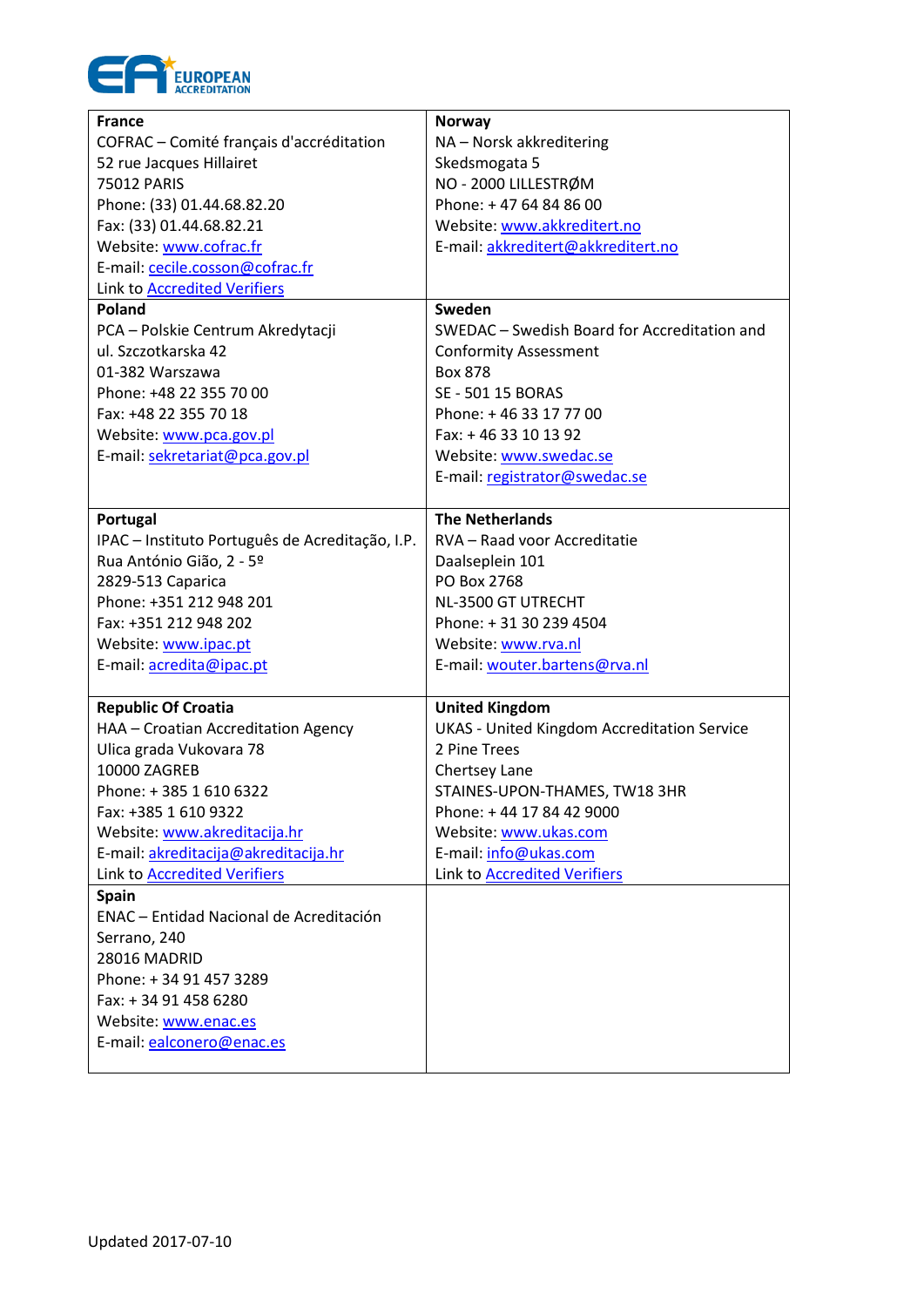| | |
|---|---|
| **France**<br>COFRAC – Comité français d'accréditation<br>52 rue Jacques Hillairet<br>75012 PARIS<br>Phone: (33) 01.44.68.82.20<br>Fax: (33) 01.44.68.82.21<br>Website: www.cofrac.fr<br>E-mail: cecile.cosson@cofrac.fr<br>Link to Accredited Verifiers | **Norway**<br>NA – Norsk akkreditering<br>Skedsmogata 5<br>NO - 2000 LILLESTRØM<br>Phone: + 47 64 84 86 00<br>Website: www.akkreditert.no<br>E-mail: akkreditert@akkreditert.no |
| **Poland**<br>PCA – Polskie Centrum Akredytacji<br>ul. Szczotkarska 42<br>01-382 Warszawa<br>Phone: +48 22 355 70 00<br>Fax: +48 22 355 70 18<br>Website: www.pca.gov.pl<br>E-mail: sekretariat@pca.gov.pl | **Sweden**<br>SWEDAC – Swedish Board for Accreditation and Conformity Assessment<br>Box 878<br>SE - 501 15 BORAS<br>Phone: + 46 33 17 77 00<br>Fax: + 46 33 10 13 92<br>Website: www.swedac.se<br>E-mail: registrator@swedac.se |
| **Portugal**<br>IPAC – Instituto Português de Acreditação, I.P.<br>Rua António Gião, 2 - 5º<br>2829-513 Caparica<br>Phone: +351 212 948 201<br>Fax: +351 212 948 202<br>Website: www.ipac.pt<br>E-mail: acredita@ipac.pt | **The Netherlands**<br>RVA – Raad voor Accreditatie<br>Daalseplein 101<br>PO Box 2768<br>NL-3500 GT UTRECHT<br>Phone: + 31 30 239 4504<br>Website: www.rva.nl<br>E-mail: wouter.bartens@rva.nl |
| **Republic Of Croatia**<br>HAA – Croatian Accreditation Agency<br>Ulica grada Vukovara 78<br>10000 ZAGREB<br>Phone: + 385 1 610 6322<br>Fax: +385 1 610 9322<br>Website: www.akreditacija.hr<br>E-mail: akreditacija@akreditacija.hr<br>Link to Accredited Verifiers | **United Kingdom**<br>UKAS - United Kingdom Accreditation Service<br>2 Pine Trees<br>Chertsey Lane<br>STAINES-UPON-THAMES, TW18 3HR<br>Phone: + 44 17 84 42 9000<br>Website: www.ukas.com<br>E-mail: info@ukas.com<br>Link to Accredited Verifiers |
| **Spain**<br>ENAC – Entidad Nacional de Acreditación<br>Serrano, 240<br>28016 MADRID<br>Phone: + 34 91 457 3289<br>Fax: + 34 91 458 6280<br>Website: www.enac.es<br>E-mail: ealconero@enac.es | |

Updated 2017-07-10